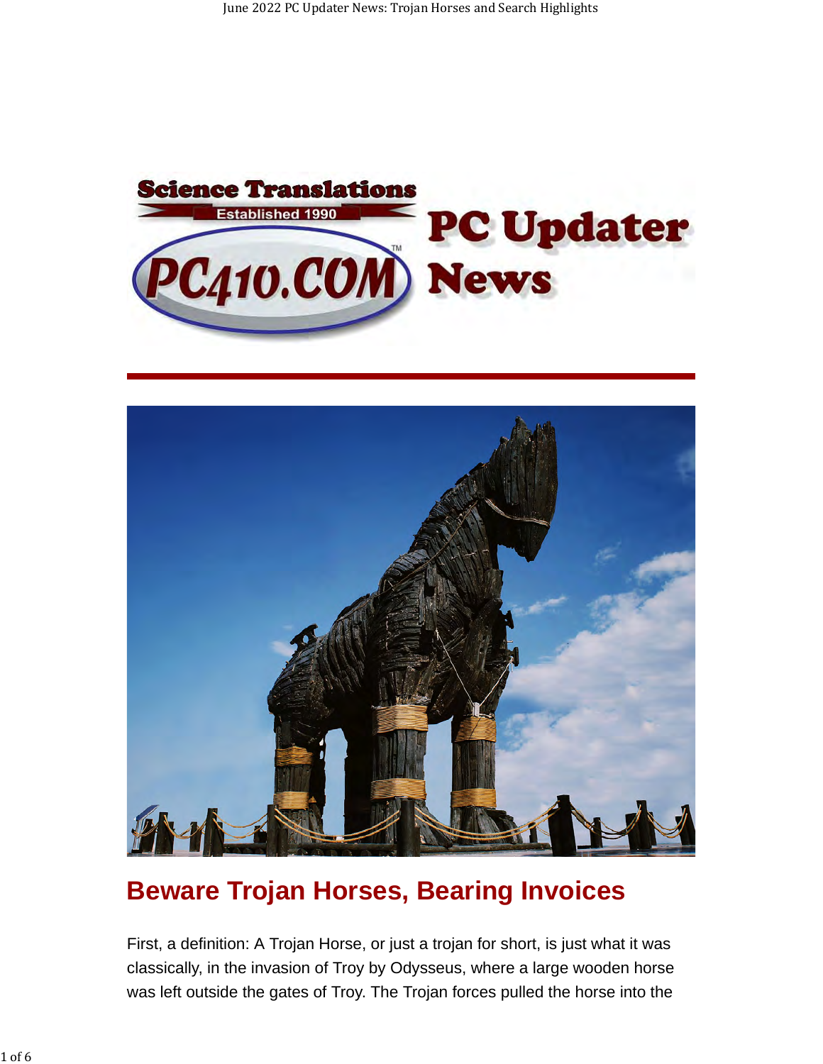# Beware Trojan Horses, Bearing Invoices

First, a definition: A Trojan Horse, or just a trojan for short, is just what it was classically, in the invasion of Troy by Odysseus, where a large wooden horse was left outside the gates of Troy. The Trojan forces pulled the horse into the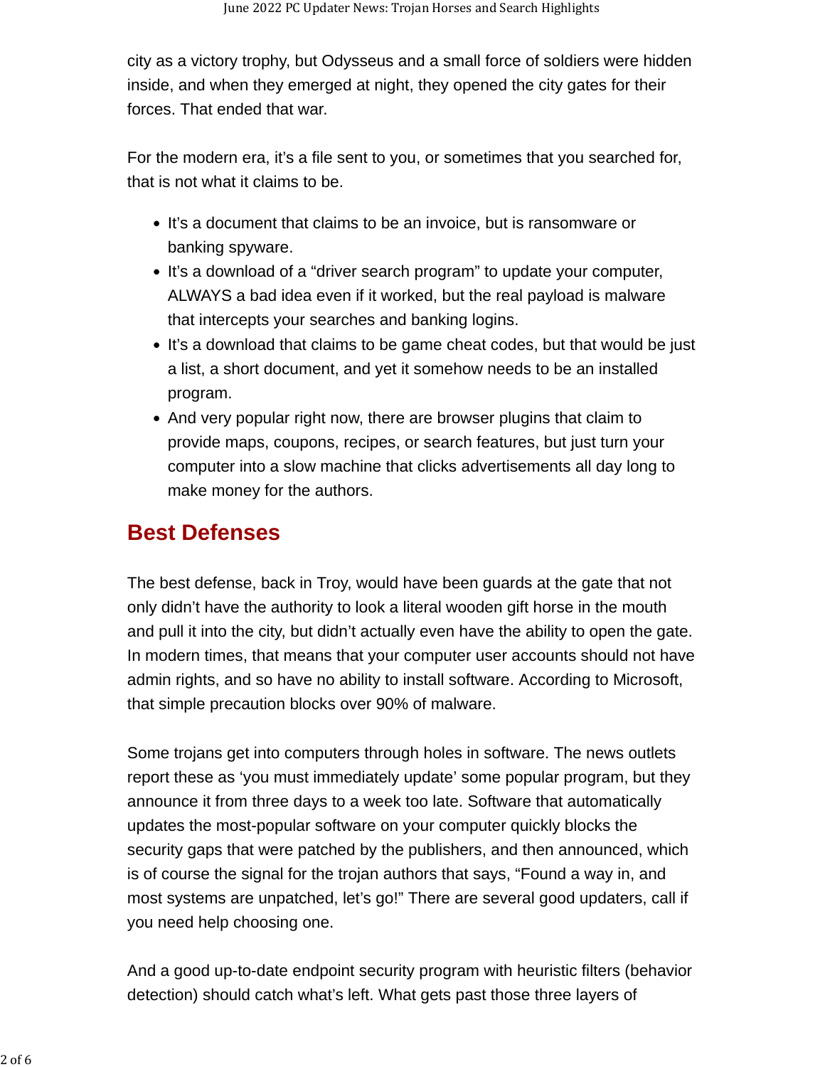city as a victory trophy, but Odysseus and a small force of soldiers were hidden inside, and when they emerged at night, they opened the city gates for their forces. That ended that war.

For the modern era, it's a file sent to you, or sometimes that you searched for, that is not what it claims to be.

- It's a document that claims to be an invoice, but is ransomware or banking spyware.
- It's a download of a "driver search program" to update your computer, ALWAYS a bad idea even if it worked, but the real payload is malware that intercepts your searches and banking logins.
- It's a download that claims to be game cheat codes, but that would be just a list, a short document, and yet it somehow needs to be an installed program.
- And very popular right now, there are browser plugins that claim to provide maps, coupons, recipes, or search features, but just turn your computer into a slow machine that clicks advertisements all day long to make money for the authors.

## Best Defenses

The best defense, back in Troy, would have been guards at the gate that not only didn't have the authority to look a literal wooden gift horse in the mouth and pull it into the city, but didn't actually even have the ability to open the gate. In modern times, that means that your computer user accounts should not have admin rights, and so have no ability to install software. According to Microsoft, that simple precaution blocks over 90% of malware.

Some trojans get into computers through holes in software. The news outlets report these as 'you must immediately update' some popular program, but they announce it from three days to a week too late. Software that automatically updates the most-popular software on your computer quickly blocks the security gaps that were patched by the publishers, and then announced, which is of course the signal for the trojan authors that says, "Found a way in, and most systems are unpatched, let's go!" There are several good updaters, call if you need help choosing one.

And a good up-to-date endpoint security program with heuristic filters (behavior detection) should catch what's left. What gets past those three layers of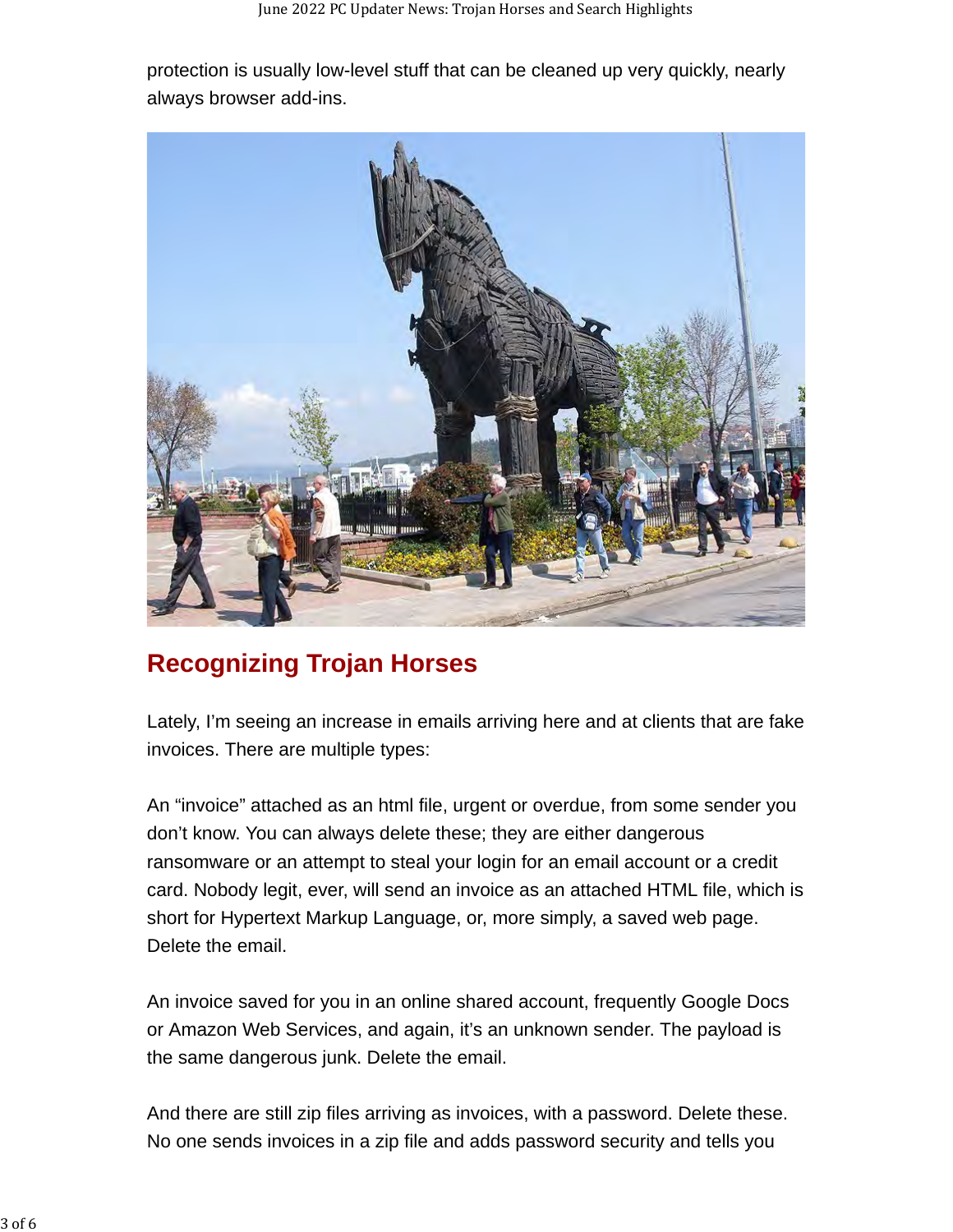protection is usually low-level stuff that can be cleaned up very quickly, nearly always browser add-ins.

## Recognizing Trojan Horses

Lately, I'm seeing an increase in emails arriving here and at clients that are fake invoices. There are multiple types:

An "invoice" attached as an html file, urgent or overdue, from some sender you don't know. You can always delete these; they are either dangerous ransomware or an attempt to steal your login for an email account or a credit card. Nobody legit, ever, will send an invoice as an attached HTML file, which is short for Hypertext Markup Language, or, more simply, a saved web page. Delete the email.

An invoice saved for you in an online shared account, frequently Google Docs or Amazon Web Services, and again, it's an unknown sender. The payload is the same dangerous junk. Delete the email.

And there are still zip files arriving as invoices, with a password. Delete these. No one sends invoices in a zip file and adds password security and tells you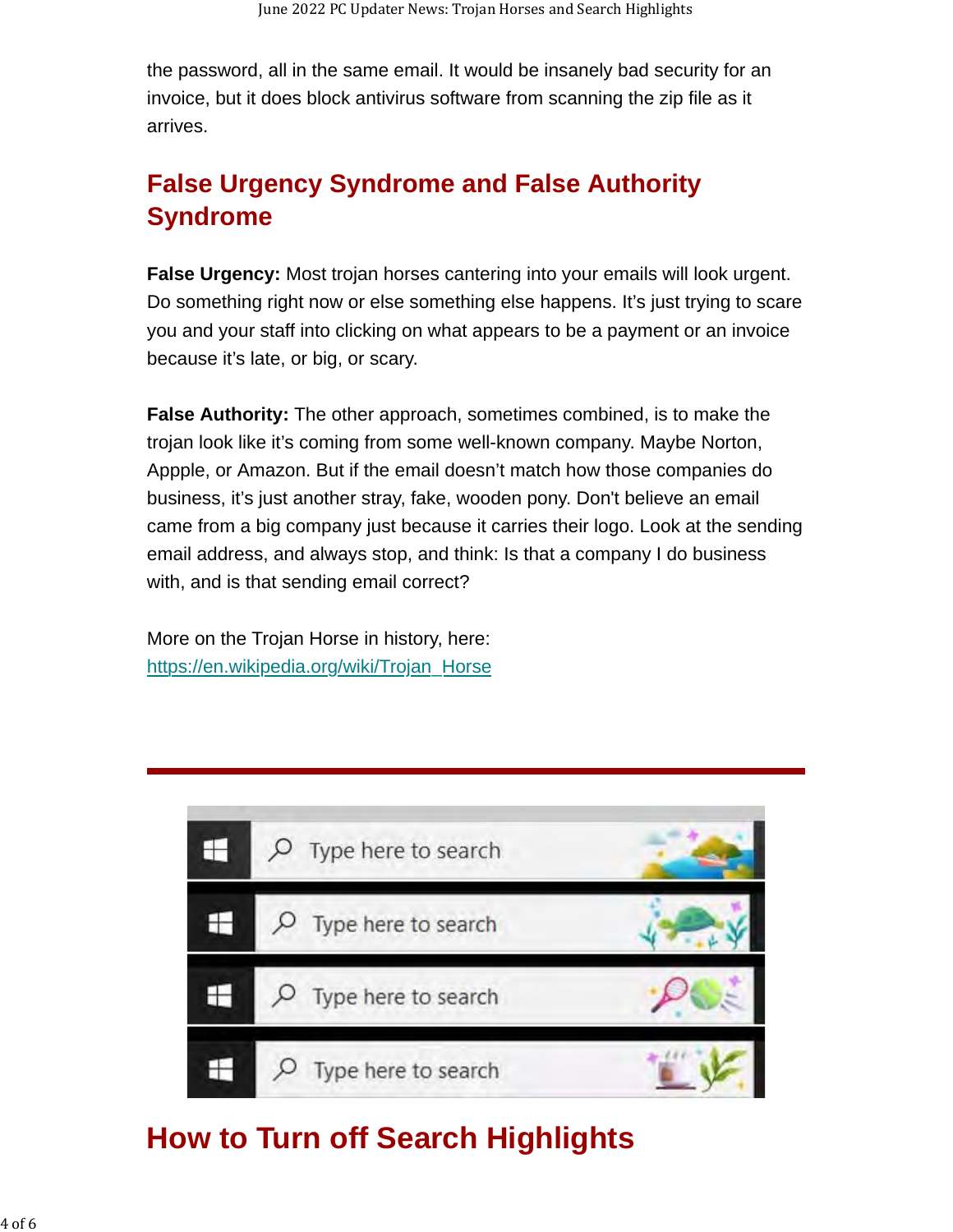the password, all in the same email. It would be insanely bad security for an invoice, but it does block antivirus software from scanning the zip file as it arrives.

## False Urgency Syndrome and False Authority Syndrome

**False Urgency:** Most trojan horses cantering into your emails will look urgent. Do something right now or else something else happens. It's just trying to scare you and your staff into clicking on what appears to be a payment or an invoice because it's late, or big, or scary.

**False Authority:** The other approach, sometimes combined, is to make the trojan look like it's coming from some well-known company. Maybe Norton, Appple, or Amazon. But if the email doesn't match how those companies do business, it's just another stray, fake, wooden pony. Don't believe an email came from a big company just because it carries their logo. Look at the sending email address, and always stop, and think: Is that a company I do business with, and is that sending email correct?

More on the Trojan Horse in history, here:
https://en.wikipedia.org/wiki/Trojan_Horse

---

## How to Turn off Search Highlights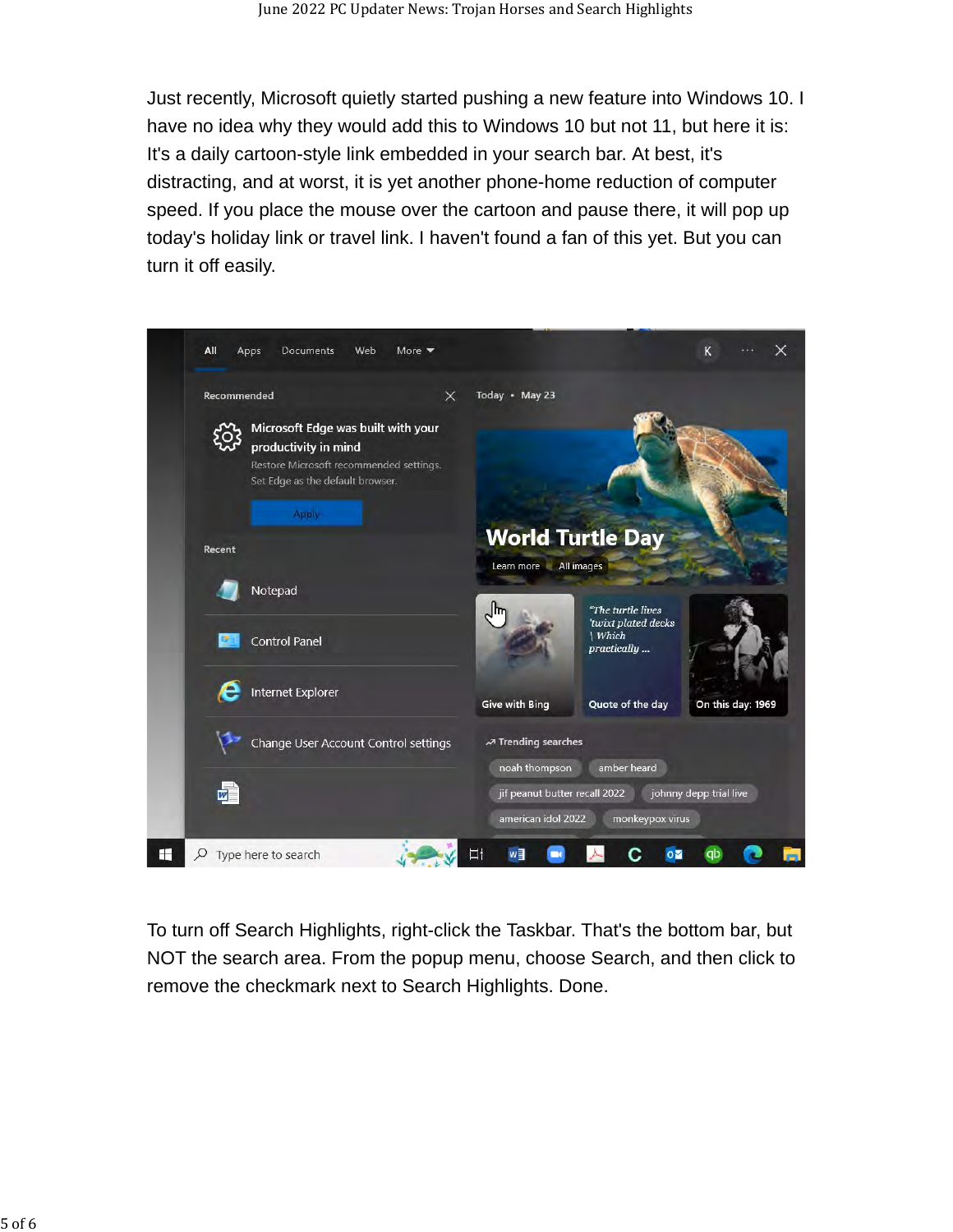Just recently, Microsoft quietly started pushing a new feature into Windows 10. I have no idea why they would add this to Windows 10 but not 11, but here it is: It's a daily cartoon-style link embedded in your search bar. At best, it's distracting, and at worst, it is yet another phone-home reduction of computer speed. If you place the mouse over the cartoon and pause there, it will pop up today's holiday link or travel link. I haven't found a fan of this yet. But you can turn it off easily.

To turn off Search Highlights, right-click the Taskbar. That's the bottom bar, but NOT the search area. From the popup menu, choose Search, and then click to remove the checkmark next to Search Highlights. Done.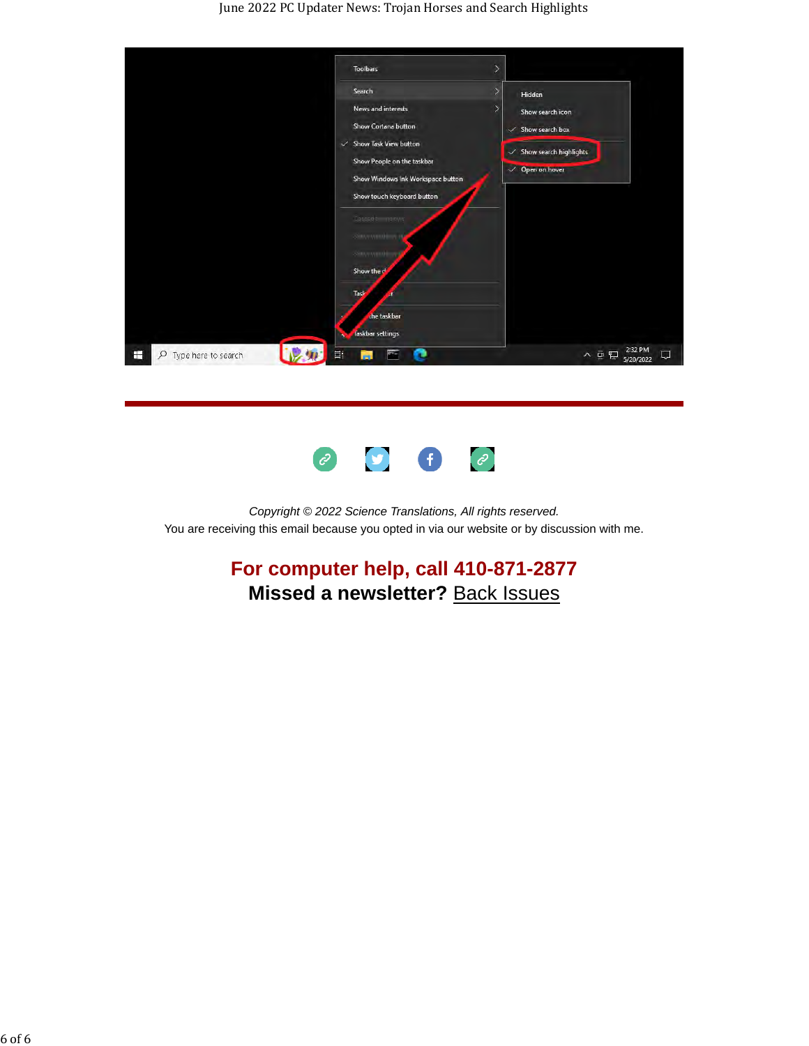Copyright © 2022 Science Translations, All rights reserved.
You are receiving this email because you opted in via our website or by discussion with me.

**For computer help, call 410-871-2877**
**Missed a newsletter?** Back Issues